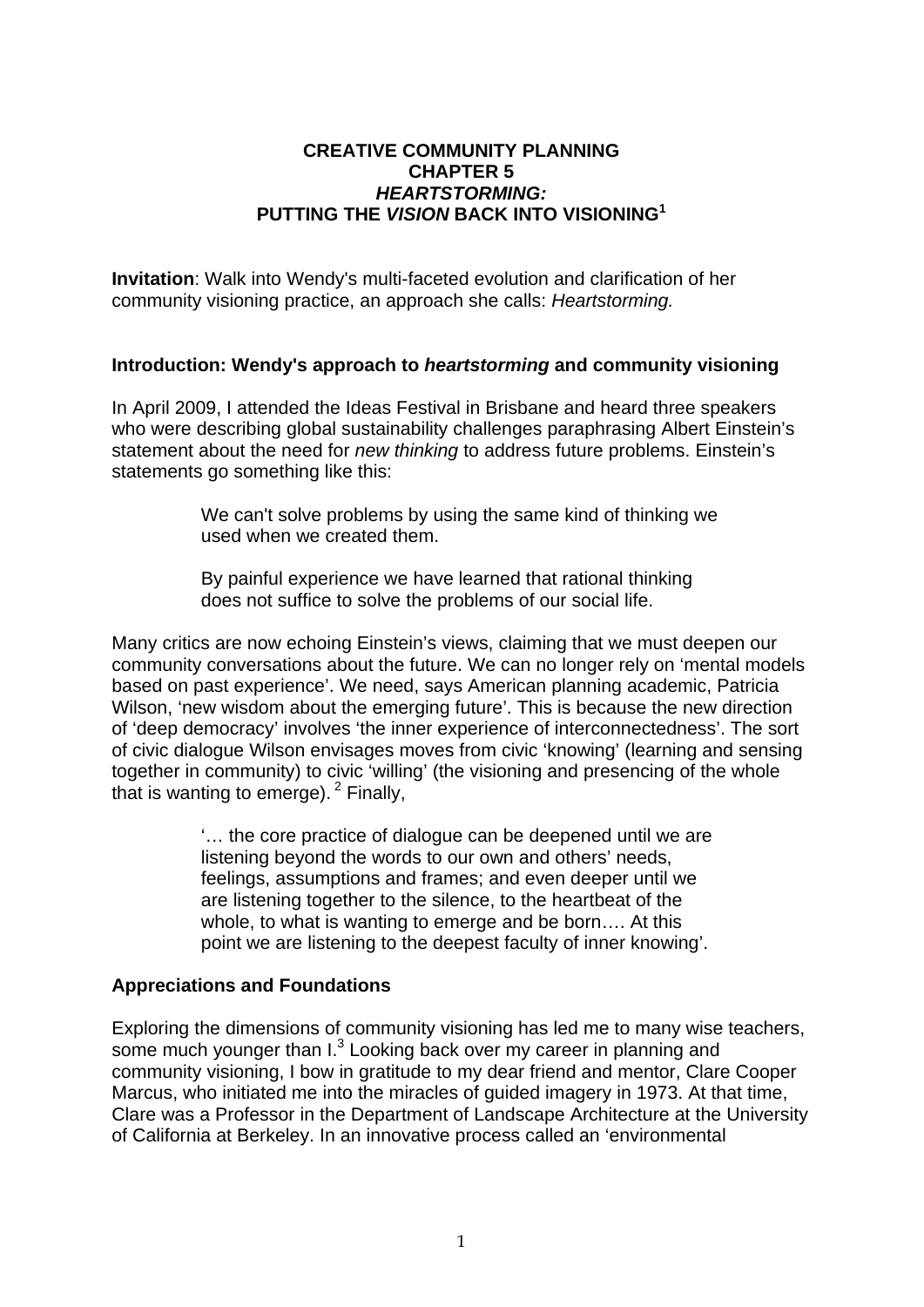# CREATIVE COMMUNITY PLANNING
## CHAPTER 5
## *HEARTSTORMING:*
## PUTTING THE *VISION* BACK INTO VISIONING[1]

**Invitation**: Walk into Wendy's multi-faceted evolution and clarification of her community visioning practice, an approach she calls: *Heartstorming.*

### Introduction: Wendy's approach to *heartstorming* and community visioning

In April 2009, I attended the Ideas Festival in Brisbane and heard three speakers who were describing global sustainability challenges paraphrasing Albert Einstein's statement about the need for *new thinking* to address future problems. Einstein's statements go something like this:

> We can't solve problems by using the same kind of thinking we used when we created them.
>
> By painful experience we have learned that rational thinking does not suffice to solve the problems of our social life.

Many critics are now echoing Einstein's views, claiming that we must deepen our community conversations about the future. We can no longer rely on 'mental models based on past experience'. We need, says American planning academic, Patricia Wilson, 'new wisdom about the emerging future'. This is because the new direction of 'deep democracy' involves 'the inner experience of interconnectedness'. The sort of civic dialogue Wilson envisages moves from civic 'knowing' (learning and sensing together in community) to civic 'willing' (the visioning and presencing of the whole that is wanting to emerge). [2] Finally,

> '… the core practice of dialogue can be deepened until we are listening beyond the words to our own and others' needs, feelings, assumptions and frames; and even deeper until we are listening together to the silence, to the heartbeat of the whole, to what is wanting to emerge and be born…. At this point we are listening to the deepest faculty of inner knowing'.

### Appreciations and Foundations

Exploring the dimensions of community visioning has led me to many wise teachers, some much younger than I.[3] Looking back over my career in planning and community visioning, I bow in gratitude to my dear friend and mentor, Clare Cooper Marcus, who initiated me into the miracles of guided imagery in 1973. At that time, Clare was a Professor in the Department of Landscape Architecture at the University of California at Berkeley. In an innovative process called an 'environmental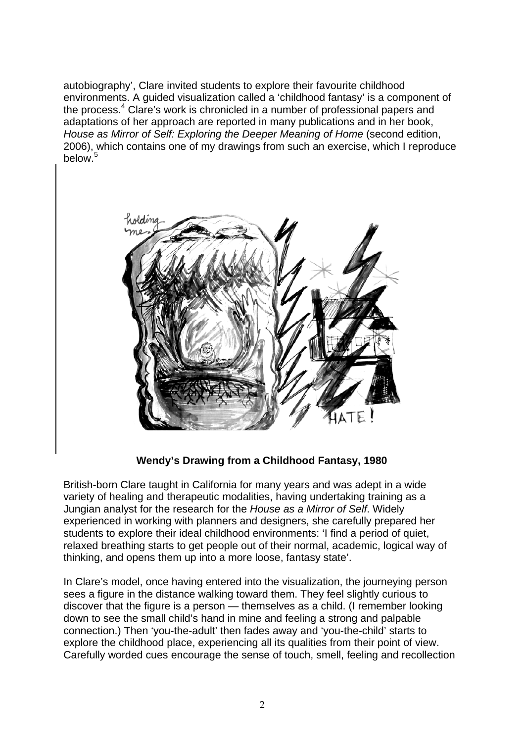autobiography', Clare invited students to explore their favourite childhood environments. A guided visualization called a 'childhood fantasy' is a component of the process.[4] Clare's work is chronicled in a number of professional papers and adaptations of her approach are reported in many publications and in her book, *House as Mirror of Self: Exploring the Deeper Meaning of Home* (second edition, 2006), which contains one of my drawings from such an exercise, which I reproduce below.[5]

**Wendy's Drawing from a Childhood Fantasy, 1980**

British-born Clare taught in California for many years and was adept in a wide variety of healing and therapeutic modalities, having undertaking training as a Jungian analyst for the research for the *House as a Mirror of Self*. Widely experienced in working with planners and designers, she carefully prepared her students to explore their ideal childhood environments: 'I find a period of quiet, relaxed breathing starts to get people out of their normal, academic, logical way of thinking, and opens them up into a more loose, fantasy state'.

In Clare's model, once having entered into the visualization, the journeying person sees a figure in the distance walking toward them. They feel slightly curious to discover that the figure is a person — themselves as a child. (I remember looking down to see the small child's hand in mine and feeling a strong and palpable connection.) Then 'you-the-adult' then fades away and 'you-the-child' starts to explore the childhood place, experiencing all its qualities from their point of view. Carefully worded cues encourage the sense of touch, smell, feeling and recollection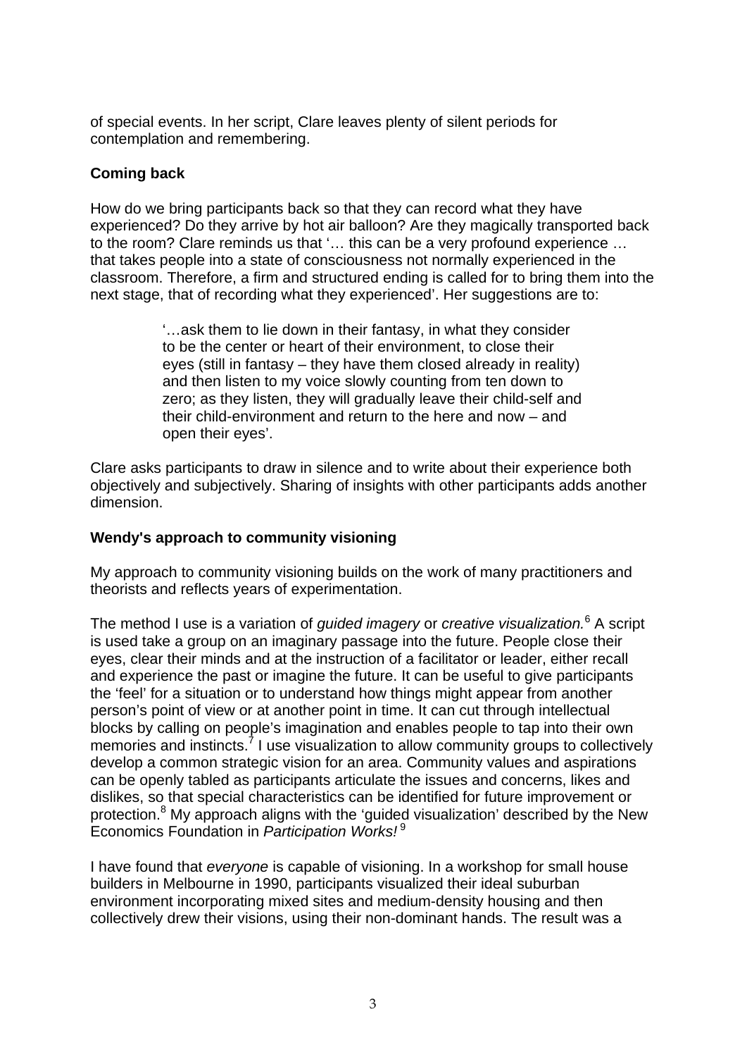of special events. In her script, Clare leaves plenty of silent periods for contemplation and remembering.

**Coming back**

How do we bring participants back so that they can record what they have experienced? Do they arrive by hot air balloon? Are they magically transported back to the room? Clare reminds us that '… this can be a very profound experience … that takes people into a state of consciousness not normally experienced in the classroom. Therefore, a firm and structured ending is called for to bring them into the next stage, that of recording what they experienced'. Her suggestions are to:

> '…ask them to lie down in their fantasy, in what they consider to be the center or heart of their environment, to close their eyes (still in fantasy – they have them closed already in reality) and then listen to my voice slowly counting from ten down to zero; as they listen, they will gradually leave their child-self and their child-environment and return to the here and now – and open their eyes'.

Clare asks participants to draw in silence and to write about their experience both objectively and subjectively. Sharing of insights with other participants adds another dimension.

**Wendy's approach to community visioning**

My approach to community visioning builds on the work of many practitioners and theorists and reflects years of experimentation.

The method I use is a variation of *guided imagery* or *creative visualization.*[6] A script is used take a group on an imaginary passage into the future. People close their eyes, clear their minds and at the instruction of a facilitator or leader, either recall and experience the past or imagine the future. It can be useful to give participants the 'feel' for a situation or to understand how things might appear from another person's point of view or at another point in time. It can cut through intellectual blocks by calling on people's imagination and enables people to tap into their own memories and instincts.[7] I use visualization to allow community groups to collectively develop a common strategic vision for an area. Community values and aspirations can be openly tabled as participants articulate the issues and concerns, likes and dislikes, so that special characteristics can be identified for future improvement or protection.[8] My approach aligns with the 'guided visualization' described by the New Economics Foundation in *Participation Works!*[9]

I have found that *everyone* is capable of visioning. In a workshop for small house builders in Melbourne in 1990, participants visualized their ideal suburban environment incorporating mixed sites and medium-density housing and then collectively drew their visions, using their non-dominant hands. The result was a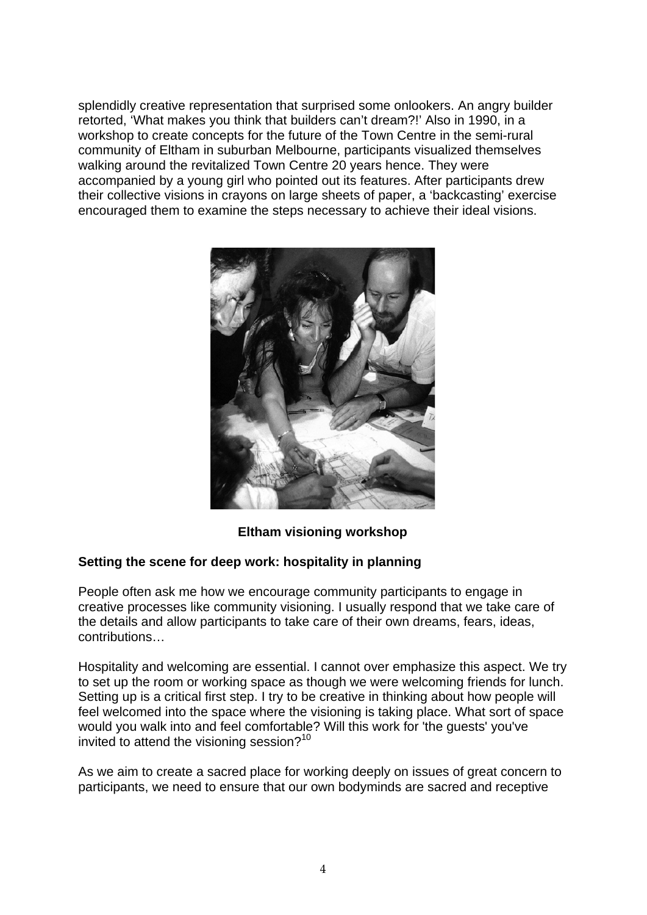splendidly creative representation that surprised some onlookers. An angry builder retorted, 'What makes you think that builders can't dream?!' Also in 1990, in a workshop to create concepts for the future of the Town Centre in the semi-rural community of Eltham in suburban Melbourne, participants visualized themselves walking around the revitalized Town Centre 20 years hence. They were accompanied by a young girl who pointed out its features. After participants drew their collective visions in crayons on large sheets of paper, a 'backcasting' exercise encouraged them to examine the steps necessary to achieve their ideal visions.

**Eltham visioning workshop**

**Setting the scene for deep work: hospitality in planning**

People often ask me how we encourage community participants to engage in creative processes like community visioning. I usually respond that we take care of the details and allow participants to take care of their own dreams, fears, ideas, contributions…

Hospitality and welcoming are essential. I cannot over emphasize this aspect. We try to set up the room or working space as though we were welcoming friends for lunch. Setting up is a critical first step. I try to be creative in thinking about how people will feel welcomed into the space where the visioning is taking place. What sort of space would you walk into and feel comfortable? Will this work for 'the guests' you've invited to attend the visioning session?[10]

As we aim to create a sacred place for working deeply on issues of great concern to participants, we need to ensure that our own bodyminds are sacred and receptive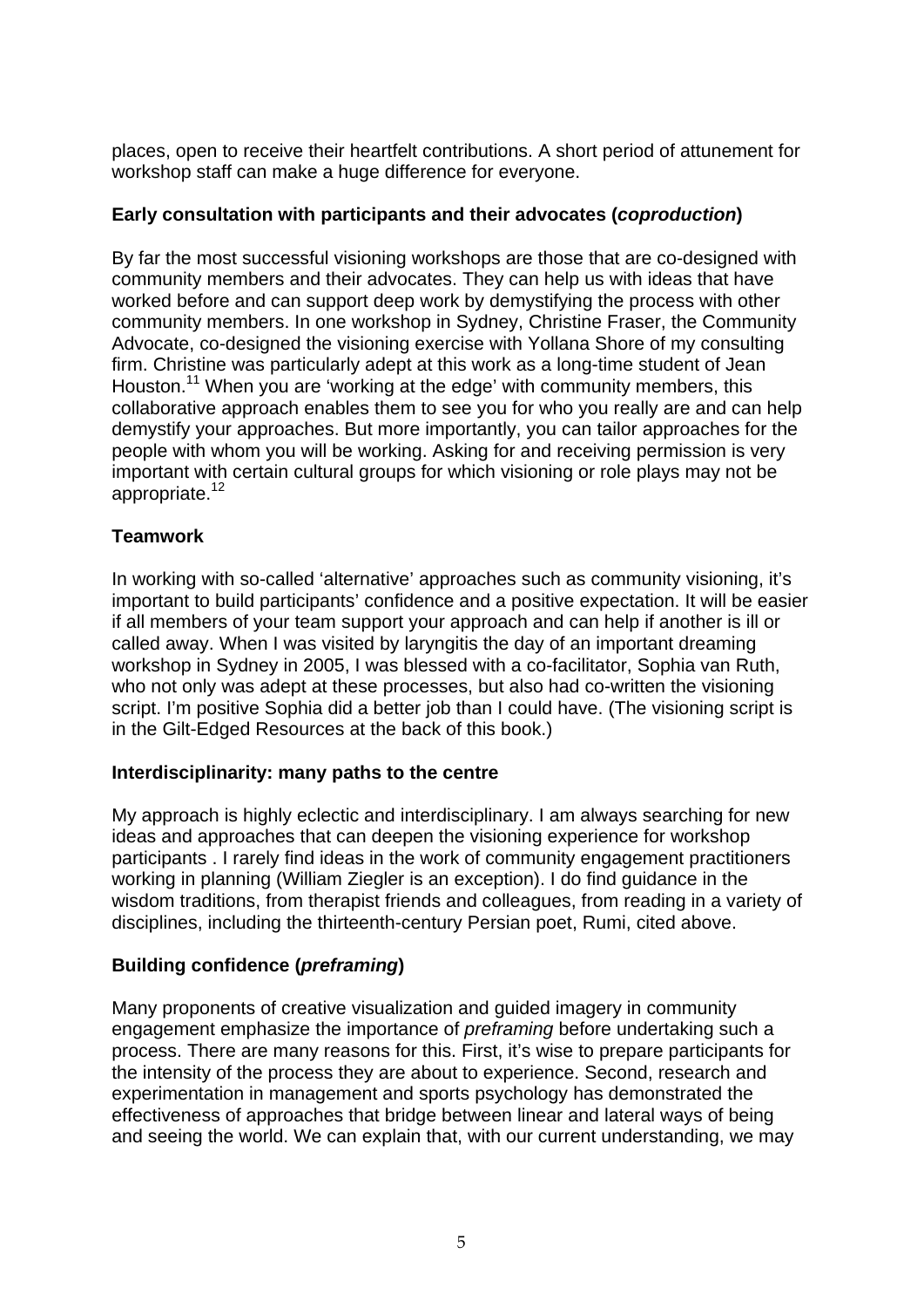places, open to receive their heartfelt contributions. A short period of attunement for workshop staff can make a huge difference for everyone.

**Early consultation with participants and their advocates (*coproduction*)**

By far the most successful visioning workshops are those that are co-designed with community members and their advocates. They can help us with ideas that have worked before and can support deep work by demystifying the process with other community members. In one workshop in Sydney, Christine Fraser, the Community Advocate, co-designed the visioning exercise with Yollana Shore of my consulting firm. Christine was particularly adept at this work as a long-time student of Jean Houston.[11] When you are 'working at the edge' with community members, this collaborative approach enables them to see you for who you really are and can help demystify your approaches. But more importantly, you can tailor approaches for the people with whom you will be working. Asking for and receiving permission is very important with certain cultural groups for which visioning or role plays may not be appropriate.[12]

**Teamwork**

In working with so-called 'alternative' approaches such as community visioning, it's important to build participants' confidence and a positive expectation. It will be easier if all members of your team support your approach and can help if another is ill or called away. When I was visited by laryngitis the day of an important dreaming workshop in Sydney in 2005, I was blessed with a co-facilitator, Sophia van Ruth, who not only was adept at these processes, but also had co-written the visioning script. I'm positive Sophia did a better job than I could have. (The visioning script is in the Gilt-Edged Resources at the back of this book.)

**Interdisciplinarity: many paths to the centre**

My approach is highly eclectic and interdisciplinary. I am always searching for new ideas and approaches that can deepen the visioning experience for workshop participants . I rarely find ideas in the work of community engagement practitioners working in planning (William Ziegler is an exception). I do find guidance in the wisdom traditions, from therapist friends and colleagues, from reading in a variety of disciplines, including the thirteenth-century Persian poet, Rumi, cited above.

**Building confidence (*preframing*)**

Many proponents of creative visualization and guided imagery in community engagement emphasize the importance of *preframing* before undertaking such a process. There are many reasons for this. First, it's wise to prepare participants for the intensity of the process they are about to experience. Second, research and experimentation in management and sports psychology has demonstrated the effectiveness of approaches that bridge between linear and lateral ways of being and seeing the world. We can explain that, with our current understanding, we may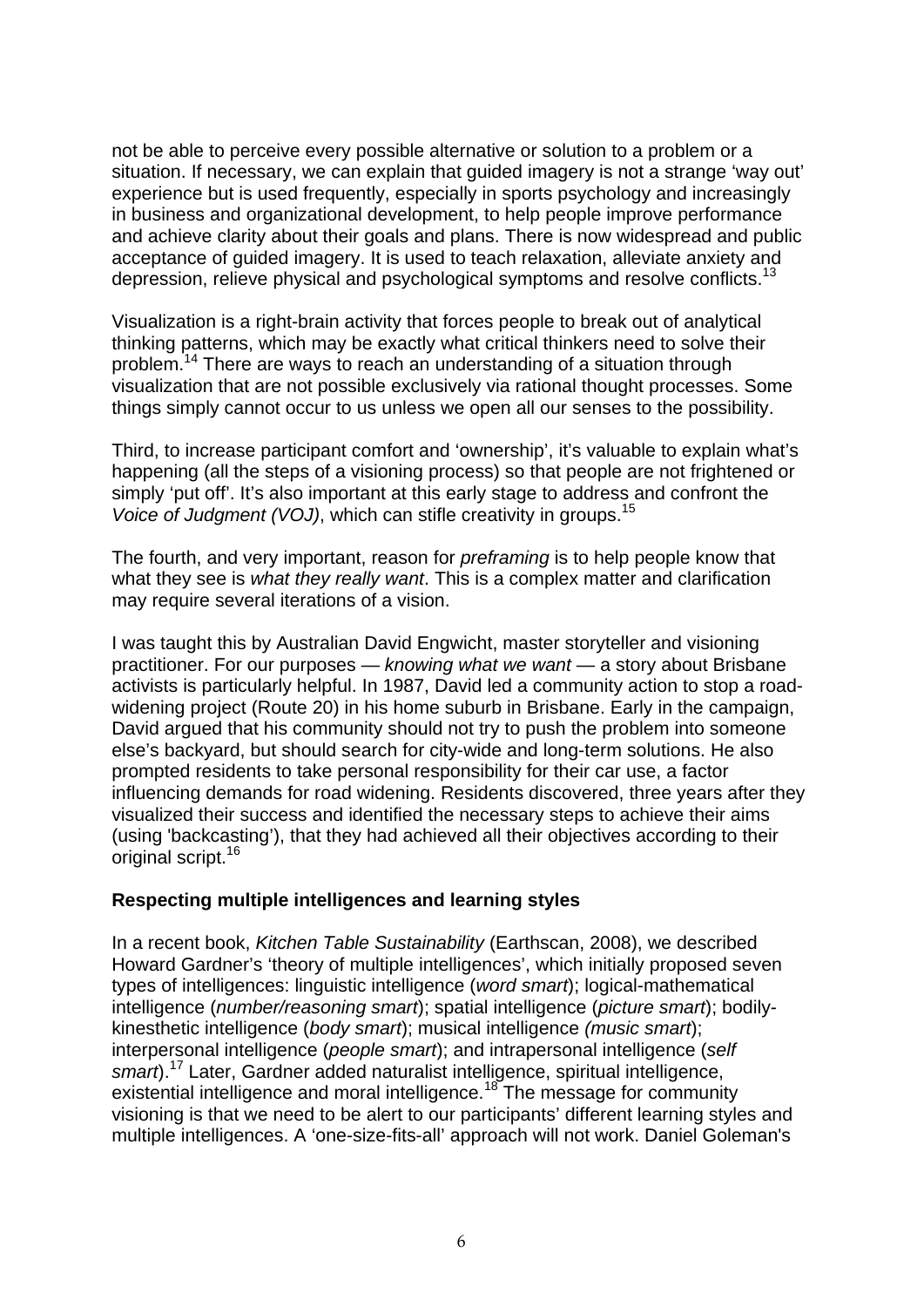not be able to perceive every possible alternative or solution to a problem or a situation. If necessary, we can explain that guided imagery is not a strange 'way out' experience but is used frequently, especially in sports psychology and increasingly in business and organizational development, to help people improve performance and achieve clarity about their goals and plans. There is now widespread and public acceptance of guided imagery. It is used to teach relaxation, alleviate anxiety and depression, relieve physical and psychological symptoms and resolve conflicts.[13]

Visualization is a right-brain activity that forces people to break out of analytical thinking patterns, which may be exactly what critical thinkers need to solve their problem.[14] There are ways to reach an understanding of a situation through visualization that are not possible exclusively via rational thought processes. Some things simply cannot occur to us unless we open all our senses to the possibility.

Third, to increase participant comfort and 'ownership', it's valuable to explain what's happening (all the steps of a visioning process) so that people are not frightened or simply 'put off'. It's also important at this early stage to address and confront the *Voice of Judgment (VOJ)*, which can stifle creativity in groups.[15]

The fourth, and very important, reason for *preframing* is to help people know that what they see is *what they really want*. This is a complex matter and clarification may require several iterations of a vision.

I was taught this by Australian David Engwicht, master storyteller and visioning practitioner. For our purposes — *knowing what we want* — a story about Brisbane activists is particularly helpful. In 1987, David led a community action to stop a road-widening project (Route 20) in his home suburb in Brisbane. Early in the campaign, David argued that his community should not try to push the problem into someone else's backyard, but should search for city-wide and long-term solutions. He also prompted residents to take personal responsibility for their car use, a factor influencing demands for road widening. Residents discovered, three years after they visualized their success and identified the necessary steps to achieve their aims (using 'backcasting'), that they had achieved all their objectives according to their original script.[16]

**Respecting multiple intelligences and learning styles**

In a recent book, *Kitchen Table Sustainability* (Earthscan, 2008), we described Howard Gardner's 'theory of multiple intelligences', which initially proposed seven types of intelligences: linguistic intelligence (*word smart*); logical-mathematical intelligence (*number/reasoning smart*); spatial intelligence (*picture smart*); bodily-kinesthetic intelligence (*body smart*); musical intelligence *(music smart*); interpersonal intelligence (*people smart*); and intrapersonal intelligence (*self smart*).[17] Later, Gardner added naturalist intelligence, spiritual intelligence, existential intelligence and moral intelligence.[18] The message for community visioning is that we need to be alert to our participants' different learning styles and multiple intelligences. A 'one-size-fits-all' approach will not work. Daniel Goleman's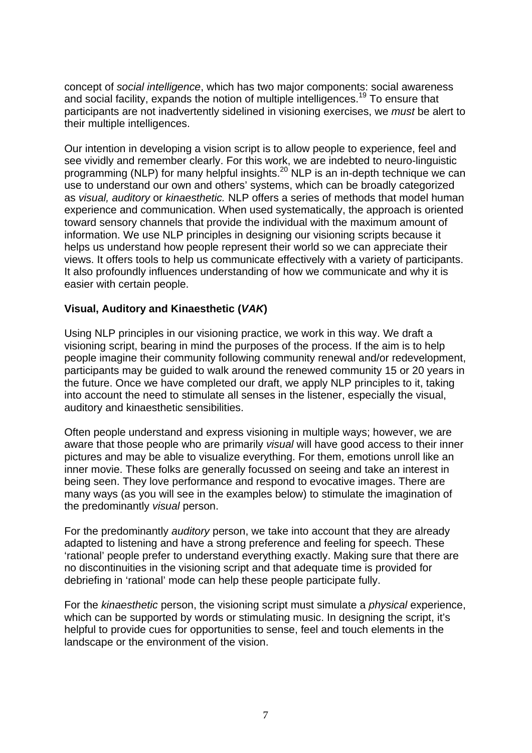concept of *social intelligence*, which has two major components: social awareness and social facility, expands the notion of multiple intelligences.[19] To ensure that participants are not inadvertently sidelined in visioning exercises, we *must* be alert to their multiple intelligences.

Our intention in developing a vision script is to allow people to experience, feel and see vividly and remember clearly. For this work, we are indebted to neuro-linguistic programming (NLP) for many helpful insights.[20] NLP is an in-depth technique we can use to understand our own and others' systems, which can be broadly categorized as *visual, auditory* or *kinaesthetic.* NLP offers a series of methods that model human experience and communication. When used systematically, the approach is oriented toward sensory channels that provide the individual with the maximum amount of information. We use NLP principles in designing our visioning scripts because it helps us understand how people represent their world so we can appreciate their views. It offers tools to help us communicate effectively with a variety of participants. It also profoundly influences understanding of how we communicate and why it is easier with certain people.

**Visual, Auditory and Kinaesthetic (*VAK*)**

Using NLP principles in our visioning practice, we work in this way. We draft a visioning script, bearing in mind the purposes of the process. If the aim is to help people imagine their community following community renewal and/or redevelopment, participants may be guided to walk around the renewed community 15 or 20 years in the future. Once we have completed our draft, we apply NLP principles to it, taking into account the need to stimulate all senses in the listener, especially the visual, auditory and kinaesthetic sensibilities.

Often people understand and express visioning in multiple ways; however, we are aware that those people who are primarily *visual* will have good access to their inner pictures and may be able to visualize everything. For them, emotions unroll like an inner movie. These folks are generally focussed on seeing and take an interest in being seen. They love performance and respond to evocative images. There are many ways (as you will see in the examples below) to stimulate the imagination of the predominantly *visual* person.

For the predominantly *auditory* person, we take into account that they are already adapted to listening and have a strong preference and feeling for speech. These 'rational' people prefer to understand everything exactly. Making sure that there are no discontinuities in the visioning script and that adequate time is provided for debriefing in 'rational' mode can help these people participate fully.

For the *kinaesthetic* person, the visioning script must simulate a *physical* experience, which can be supported by words or stimulating music. In designing the script, it's helpful to provide cues for opportunities to sense, feel and touch elements in the landscape or the environment of the vision.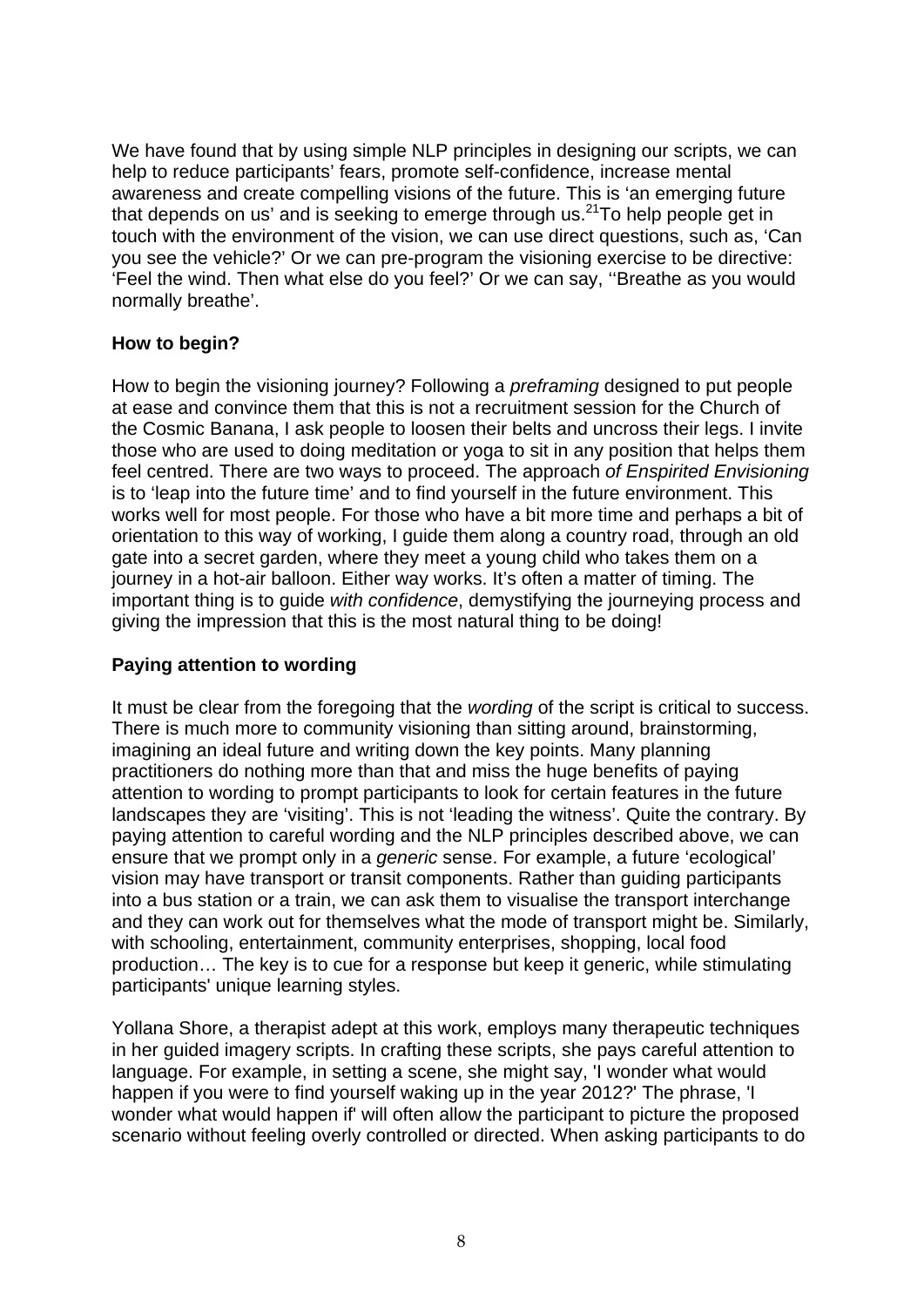We have found that by using simple NLP principles in designing our scripts, we can help to reduce participants' fears, promote self-confidence, increase mental awareness and create compelling visions of the future. This is 'an emerging future that depends on us' and is seeking to emerge through us.[21] To help people get in touch with the environment of the vision, we can use direct questions, such as, 'Can you see the vehicle?' Or we can pre-program the visioning exercise to be directive: 'Feel the wind. Then what else do you feel?' Or we can say, ''Breathe as you would normally breathe'.

**How to begin?**

How to begin the visioning journey? Following a *preframing* designed to put people at ease and convince them that this is not a recruitment session for the Church of the Cosmic Banana, I ask people to loosen their belts and uncross their legs. I invite those who are used to doing meditation or yoga to sit in any position that helps them feel centred. There are two ways to proceed. The approach *of Enspirited Envisioning* is to 'leap into the future time' and to find yourself in the future environment. This works well for most people. For those who have a bit more time and perhaps a bit of orientation to this way of working, I guide them along a country road, through an old gate into a secret garden, where they meet a young child who takes them on a journey in a hot-air balloon. Either way works. It's often a matter of timing. The important thing is to guide *with confidence*, demystifying the journeying process and giving the impression that this is the most natural thing to be doing!

**Paying attention to wording**

It must be clear from the foregoing that the *wording* of the script is critical to success. There is much more to community visioning than sitting around, brainstorming, imagining an ideal future and writing down the key points. Many planning practitioners do nothing more than that and miss the huge benefits of paying attention to wording to prompt participants to look for certain features in the future landscapes they are 'visiting'. This is not 'leading the witness'. Quite the contrary. By paying attention to careful wording and the NLP principles described above, we can ensure that we prompt only in a *generic* sense. For example, a future 'ecological' vision may have transport or transit components. Rather than guiding participants into a bus station or a train, we can ask them to visualise the transport interchange and they can work out for themselves what the mode of transport might be. Similarly, with schooling, entertainment, community enterprises, shopping, local food production… The key is to cue for a response but keep it generic, while stimulating participants' unique learning styles.

Yollana Shore, a therapist adept at this work, employs many therapeutic techniques in her guided imagery scripts. In crafting these scripts, she pays careful attention to language. For example, in setting a scene, she might say, 'I wonder what would happen if you were to find yourself waking up in the year 2012?' The phrase, 'I wonder what would happen if' will often allow the participant to picture the proposed scenario without feeling overly controlled or directed. When asking participants to do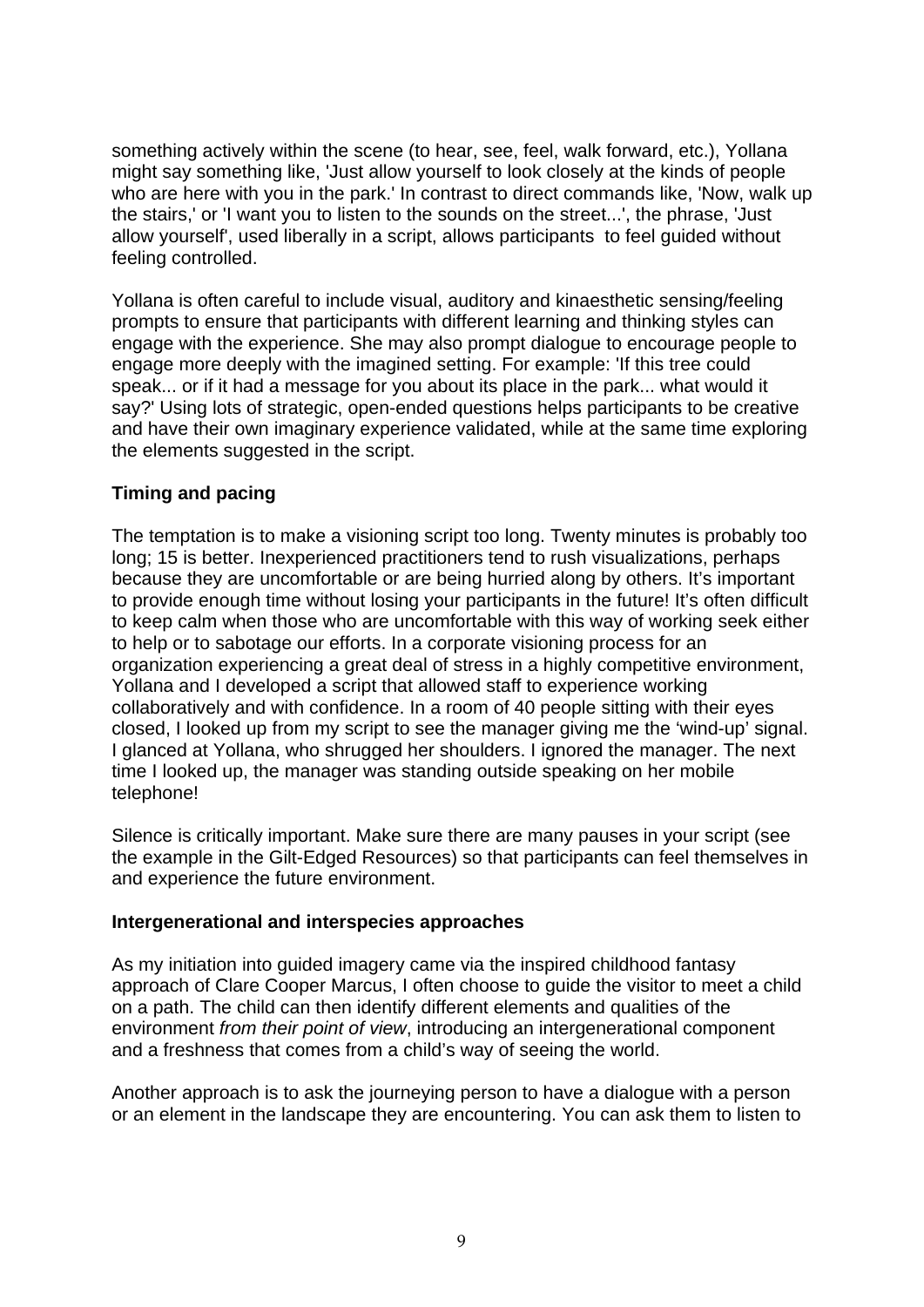something actively within the scene (to hear, see, feel, walk forward, etc.), Yollana might say something like, 'Just allow yourself to look closely at the kinds of people who are here with you in the park.' In contrast to direct commands like, 'Now, walk up the stairs,' or 'I want you to listen to the sounds on the street...', the phrase, 'Just allow yourself', used liberally in a script, allows participants to feel guided without feeling controlled.

Yollana is often careful to include visual, auditory and kinaesthetic sensing/feeling prompts to ensure that participants with different learning and thinking styles can engage with the experience. She may also prompt dialogue to encourage people to engage more deeply with the imagined setting. For example: 'If this tree could speak... or if it had a message for you about its place in the park... what would it say?' Using lots of strategic, open-ended questions helps participants to be creative and have their own imaginary experience validated, while at the same time exploring the elements suggested in the script.

**Timing and pacing**

The temptation is to make a visioning script too long. Twenty minutes is probably too long; 15 is better. Inexperienced practitioners tend to rush visualizations, perhaps because they are uncomfortable or are being hurried along by others. It's important to provide enough time without losing your participants in the future! It's often difficult to keep calm when those who are uncomfortable with this way of working seek either to help or to sabotage our efforts. In a corporate visioning process for an organization experiencing a great deal of stress in a highly competitive environment, Yollana and I developed a script that allowed staff to experience working collaboratively and with confidence. In a room of 40 people sitting with their eyes closed, I looked up from my script to see the manager giving me the 'wind-up' signal. I glanced at Yollana, who shrugged her shoulders. I ignored the manager. The next time I looked up, the manager was standing outside speaking on her mobile telephone!

Silence is critically important. Make sure there are many pauses in your script (see the example in the Gilt-Edged Resources) so that participants can feel themselves in and experience the future environment.

**Intergenerational and interspecies approaches**

As my initiation into guided imagery came via the inspired childhood fantasy approach of Clare Cooper Marcus, I often choose to guide the visitor to meet a child on a path. The child can then identify different elements and qualities of the environment *from their point of view*, introducing an intergenerational component and a freshness that comes from a child's way of seeing the world.

Another approach is to ask the journeying person to have a dialogue with a person or an element in the landscape they are encountering. You can ask them to listen to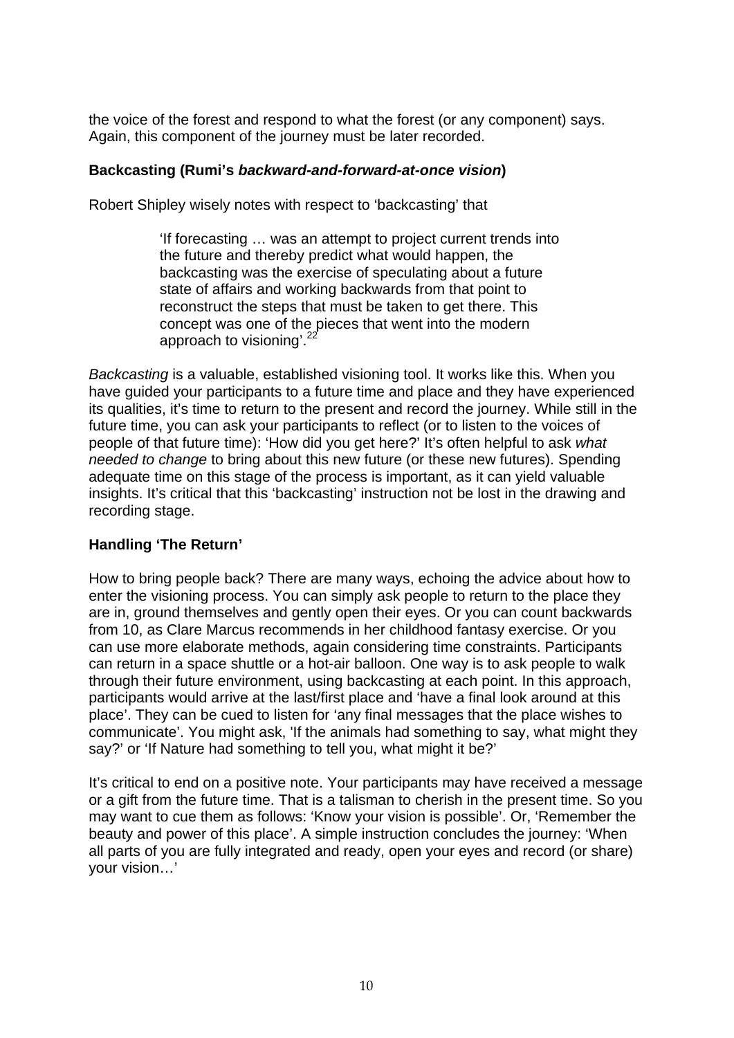the voice of the forest and respond to what the forest (or any component) says. Again, this component of the journey must be later recorded.

**Backcasting (Rumi's *backward-and-forward-at-once vision*)**

Robert Shipley wisely notes with respect to 'backcasting' that

> 'If forecasting … was an attempt to project current trends into the future and thereby predict what would happen, the backcasting was the exercise of speculating about a future state of affairs and working backwards from that point to reconstruct the steps that must be taken to get there. This concept was one of the pieces that went into the modern approach to visioning'.[22]

*Backcasting* is a valuable, established visioning tool. It works like this. When you have guided your participants to a future time and place and they have experienced its qualities, it's time to return to the present and record the journey. While still in the future time, you can ask your participants to reflect (or to listen to the voices of people of that future time): 'How did you get here?' It's often helpful to ask *what needed to change* to bring about this new future (or these new futures). Spending adequate time on this stage of the process is important, as it can yield valuable insights. It's critical that this 'backcasting' instruction not be lost in the drawing and recording stage.

**Handling 'The Return'**

How to bring people back? There are many ways, echoing the advice about how to enter the visioning process. You can simply ask people to return to the place they are in, ground themselves and gently open their eyes. Or you can count backwards from 10, as Clare Marcus recommends in her childhood fantasy exercise. Or you can use more elaborate methods, again considering time constraints. Participants can return in a space shuttle or a hot-air balloon. One way is to ask people to walk through their future environment, using backcasting at each point. In this approach, participants would arrive at the last/first place and 'have a final look around at this place'. They can be cued to listen for 'any final messages that the place wishes to communicate'. You might ask, 'If the animals had something to say, what might they say?' or 'If Nature had something to tell you, what might it be?'

It's critical to end on a positive note. Your participants may have received a message or a gift from the future time. That is a talisman to cherish in the present time. So you may want to cue them as follows: 'Know your vision is possible'. Or, 'Remember the beauty and power of this place'. A simple instruction concludes the journey: 'When all parts of you are fully integrated and ready, open your eyes and record (or share) your vision…'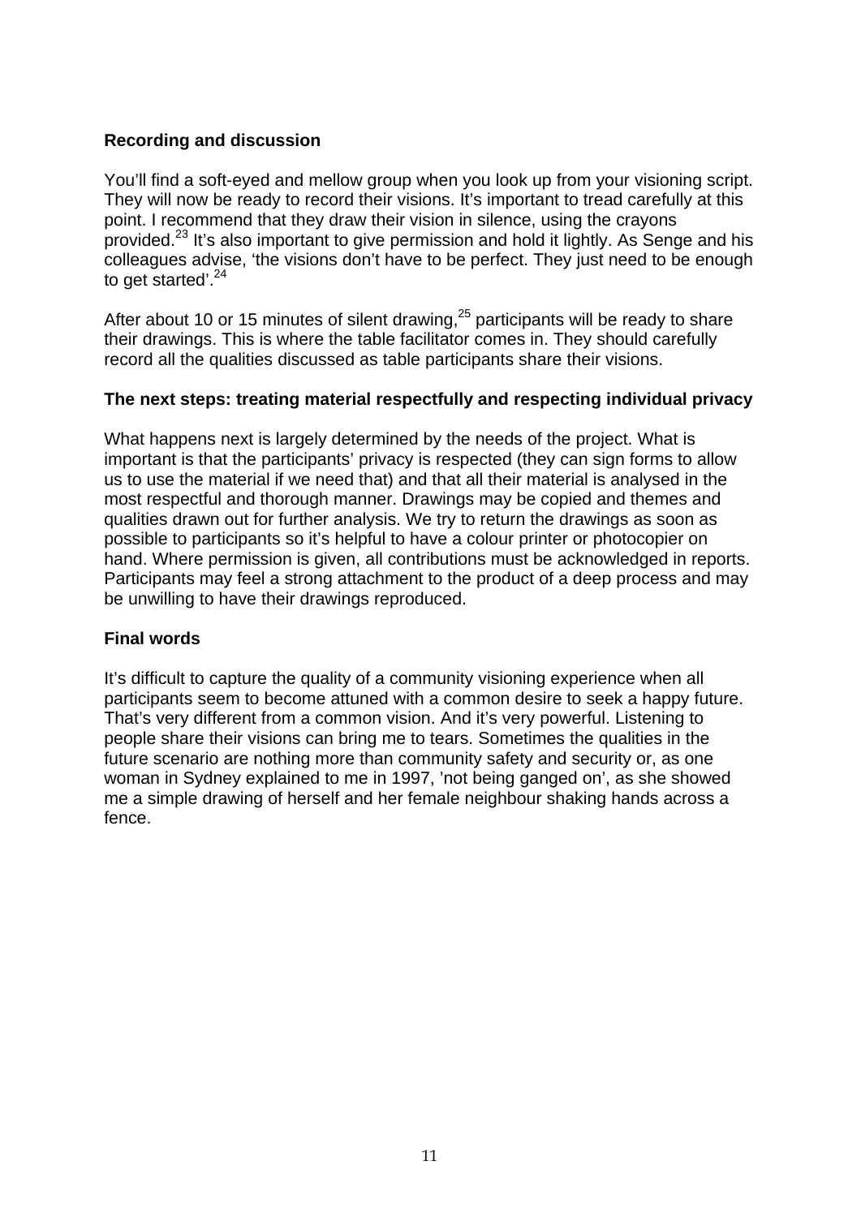**Recording and discussion**

You'll find a soft-eyed and mellow group when you look up from your visioning script. They will now be ready to record their visions. It's important to tread carefully at this point. I recommend that they draw their vision in silence, using the crayons provided.[23] It's also important to give permission and hold it lightly. As Senge and his colleagues advise, 'the visions don't have to be perfect. They just need to be enough to get started'.[24]

After about 10 or 15 minutes of silent drawing,[25] participants will be ready to share their drawings. This is where the table facilitator comes in. They should carefully record all the qualities discussed as table participants share their visions.

**The next steps: treating material respectfully and respecting individual privacy**

What happens next is largely determined by the needs of the project. What is important is that the participants' privacy is respected (they can sign forms to allow us to use the material if we need that) and that all their material is analysed in the most respectful and thorough manner. Drawings may be copied and themes and qualities drawn out for further analysis. We try to return the drawings as soon as possible to participants so it's helpful to have a colour printer or photocopier on hand. Where permission is given, all contributions must be acknowledged in reports. Participants may feel a strong attachment to the product of a deep process and may be unwilling to have their drawings reproduced.

**Final words**

It's difficult to capture the quality of a community visioning experience when all participants seem to become attuned with a common desire to seek a happy future. That's very different from a common vision. And it's very powerful. Listening to people share their visions can bring me to tears. Sometimes the qualities in the future scenario are nothing more than community safety and security or, as one woman in Sydney explained to me in 1997, 'not being ganged on', as she showed me a simple drawing of herself and her female neighbour shaking hands across a fence.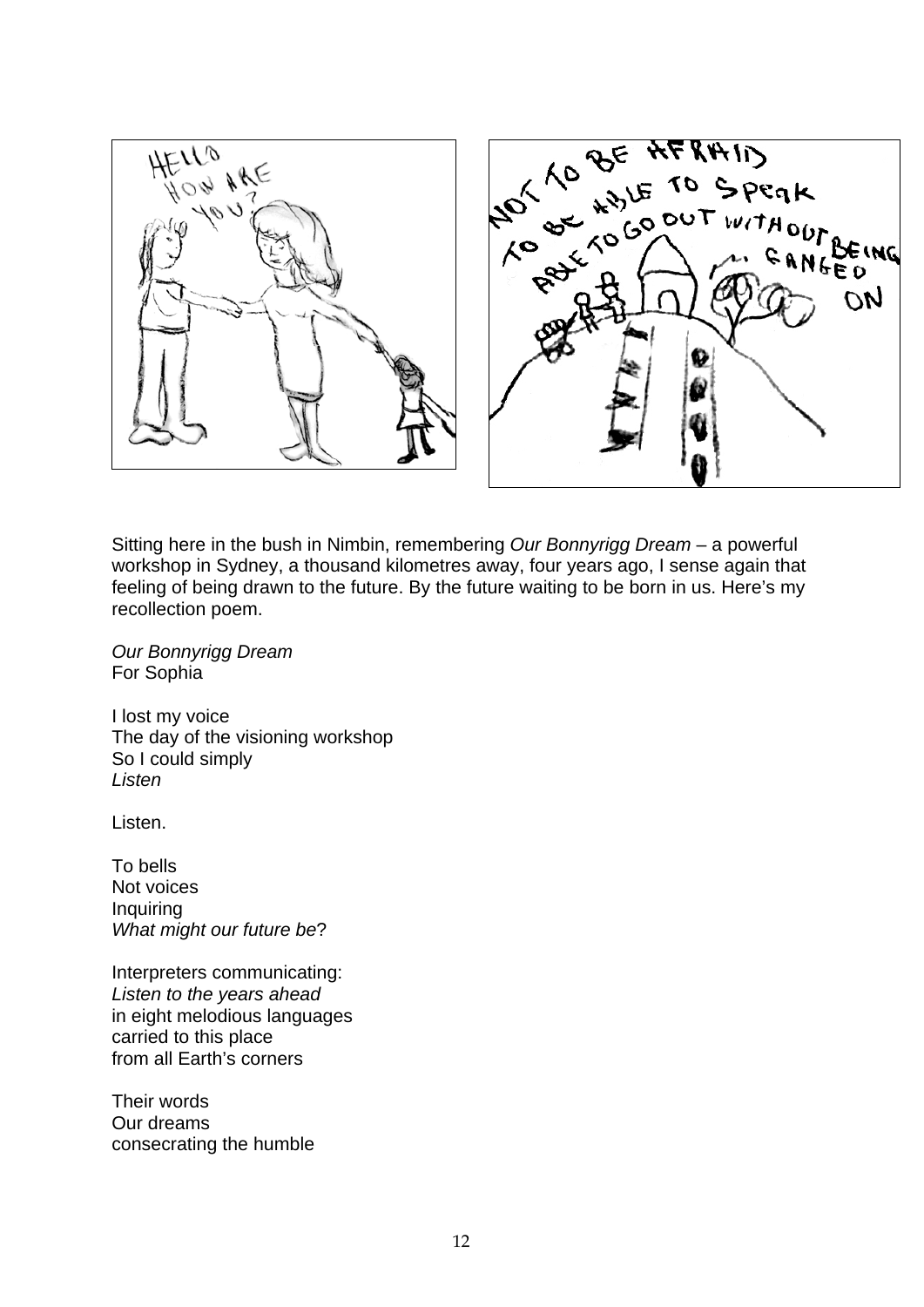Sitting here in the bush in Nimbin, remembering *Our Bonnyrigg Dream* – a powerful workshop in Sydney, a thousand kilometres away, four years ago, I sense again that feeling of being drawn to the future. By the future waiting to be born in us. Here's my recollection poem.

*Our Bonnyrigg Dream*
For Sophia

I lost my voice
The day of the visioning workshop
So I could simply
*Listen*

Listen.

To bells
Not voices
Inquiring
*What might our future be*?

Interpreters communicating:
*Listen to the years ahead*
in eight melodious languages
carried to this place
from all Earth's corners

Their words
Our dreams
consecrating the humble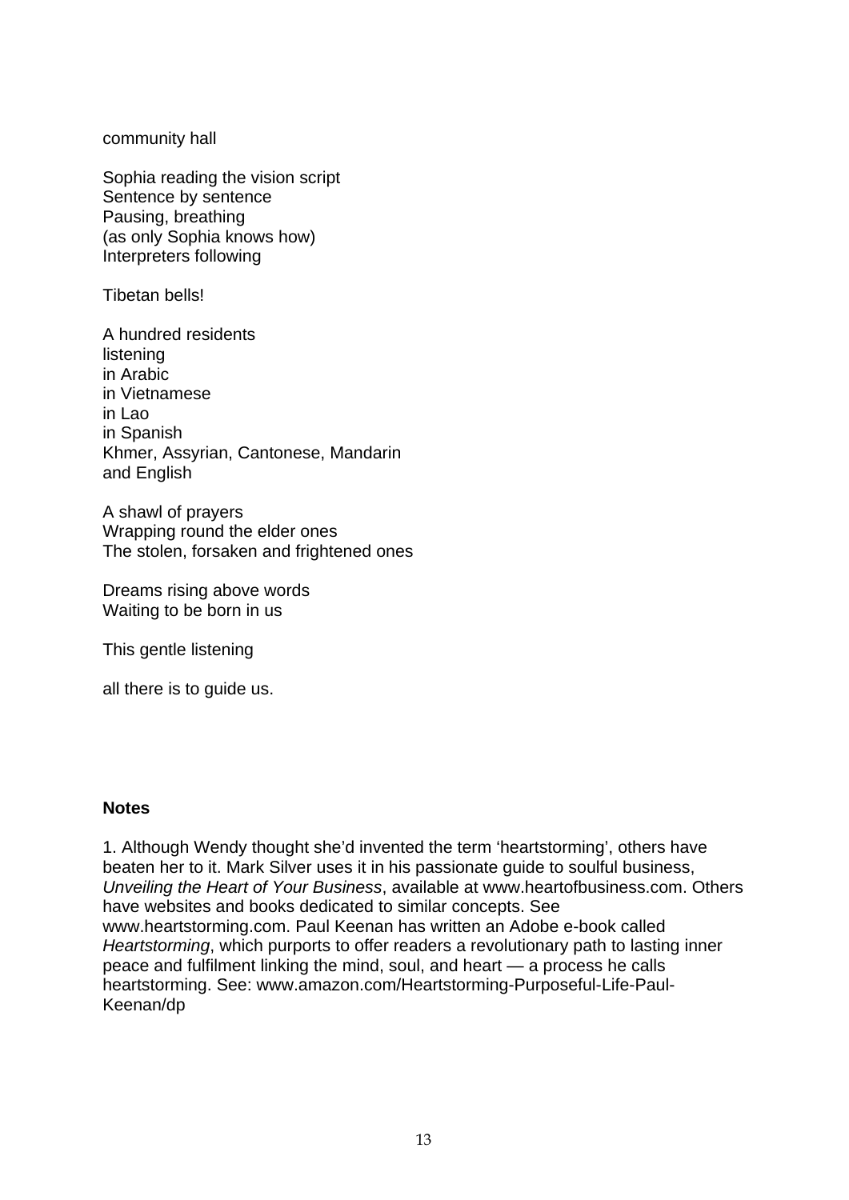community hall

Sophia reading the vision script  
Sentence by sentence  
Pausing, breathing  
(as only Sophia knows how)  
Interpreters following

Tibetan bells!

A hundred residents  
listening  
in Arabic  
in Vietnamese  
in Lao  
in Spanish  
Khmer, Assyrian, Cantonese, Mandarin  
and English

A shawl of prayers  
Wrapping round the elder ones  
The stolen, forsaken and frightened ones

Dreams rising above words  
Waiting to be born in us

This gentle listening

all there is to guide us.

**Notes**

1. Although Wendy thought she'd invented the term 'heartstorming', others have beaten her to it. Mark Silver uses it in his passionate guide to soulful business, *Unveiling the Heart of Your Business*, available at www.heartofbusiness.com. Others have websites and books dedicated to similar concepts. See www.heartstorming.com. Paul Keenan has written an Adobe e-book called *Heartstorming*, which purports to offer readers a revolutionary path to lasting inner peace and fulfilment linking the mind, soul, and heart — a process he calls heartstorming. See: www.amazon.com/Heartstorming-Purposeful-Life-Paul-Keenan/dp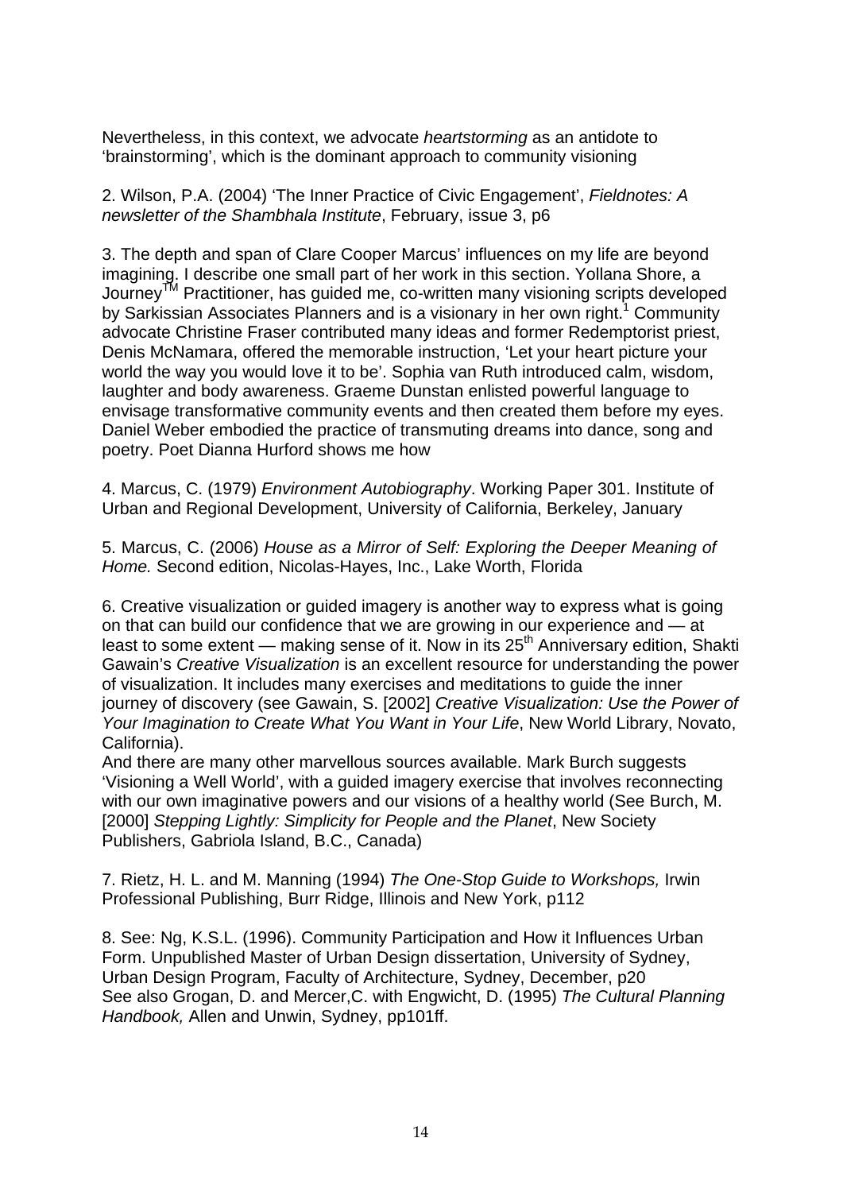Nevertheless, in this context, we advocate *heartstorming* as an antidote to 'brainstorming', which is the dominant approach to community visioning

2. Wilson, P.A. (2004) 'The Inner Practice of Civic Engagement', *Fieldnotes: A newsletter of the Shambhala Institute*, February, issue 3, p6

3. The depth and span of Clare Cooper Marcus' influences on my life are beyond imagining. I describe one small part of her work in this section. Yollana Shore, a Journey™ Practitioner, has guided me, co-written many visioning scripts developed by Sarkissian Associates Planners and is a visionary in her own right.[1] Community advocate Christine Fraser contributed many ideas and former Redemptorist priest, Denis McNamara, offered the memorable instruction, 'Let your heart picture your world the way you would love it to be'. Sophia van Ruth introduced calm, wisdom, laughter and body awareness. Graeme Dunstan enlisted powerful language to envisage transformative community events and then created them before my eyes. Daniel Weber embodied the practice of transmuting dreams into dance, song and poetry. Poet Dianna Hurford shows me how

4. Marcus, C. (1979) *Environment Autobiography*. Working Paper 301. Institute of Urban and Regional Development, University of California, Berkeley, January

5. Marcus, C. (2006) *House as a Mirror of Self: Exploring the Deeper Meaning of Home.* Second edition, Nicolas-Hayes, Inc., Lake Worth, Florida

6. Creative visualization or guided imagery is another way to express what is going on that can build our confidence that we are growing in our experience and — at least to some extent — making sense of it. Now in its 25th Anniversary edition, Shakti Gawain's *Creative Visualization* is an excellent resource for understanding the power of visualization. It includes many exercises and meditations to guide the inner journey of discovery (see Gawain, S. [2002] *Creative Visualization: Use the Power of Your Imagination to Create What You Want in Your Life*, New World Library, Novato, California).
And there are many other marvellous sources available. Mark Burch suggests 'Visioning a Well World', with a guided imagery exercise that involves reconnecting with our own imaginative powers and our visions of a healthy world (See Burch, M. [2000] *Stepping Lightly: Simplicity for People and the Planet*, New Society Publishers, Gabriola Island, B.C., Canada)

7. Rietz, H. L. and M. Manning (1994) *The One-Stop Guide to Workshops,* Irwin Professional Publishing, Burr Ridge, Illinois and New York, p112

8. See: Ng, K.S.L. (1996). Community Participation and How it Influences Urban Form. Unpublished Master of Urban Design dissertation, University of Sydney, Urban Design Program, Faculty of Architecture, Sydney, December, p20
See also Grogan, D. and Mercer,C. with Engwicht, D. (1995) *The Cultural Planning Handbook,* Allen and Unwin, Sydney, pp101ff.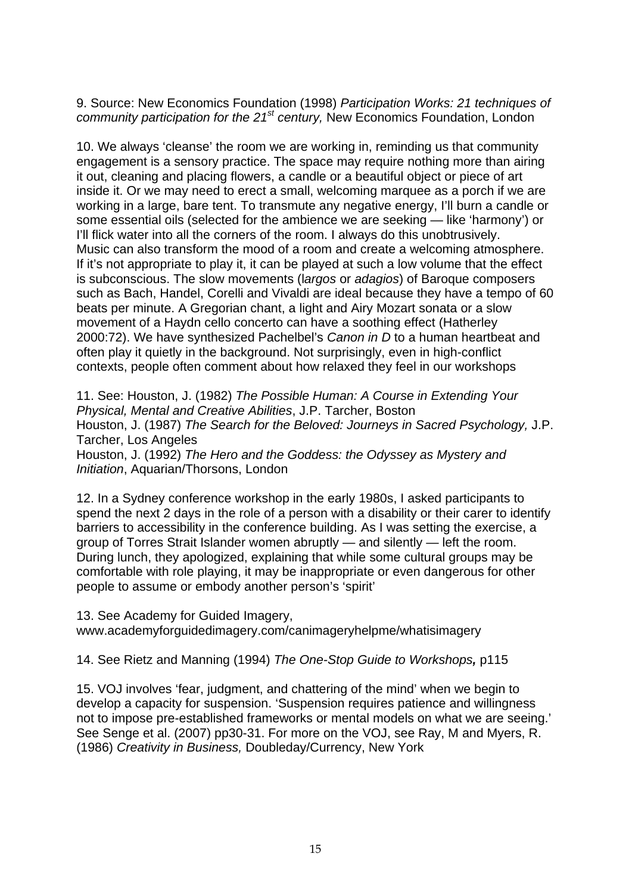9. Source: New Economics Foundation (1998) *Participation Works: 21 techniques of community participation for the 21st century,* New Economics Foundation, London

10. We always 'cleanse' the room we are working in, reminding us that community engagement is a sensory practice. The space may require nothing more than airing it out, cleaning and placing flowers, a candle or a beautiful object or piece of art inside it. Or we may need to erect a small, welcoming marquee as a porch if we are working in a large, bare tent. To transmute any negative energy, I'll burn a candle or some essential oils (selected for the ambience we are seeking — like 'harmony') or I'll flick water into all the corners of the room. I always do this unobtrusively. Music can also transform the mood of a room and create a welcoming atmosphere. If it's not appropriate to play it, it can be played at such a low volume that the effect is subconscious. The slow movements (l*argos* or *adagios*) of Baroque composers such as Bach, Handel, Corelli and Vivaldi are ideal because they have a tempo of 60 beats per minute. A Gregorian chant, a light and Airy Mozart sonata or a slow movement of a Haydn cello concerto can have a soothing effect (Hatherley 2000:72). We have synthesized Pachelbel's *Canon in D* to a human heartbeat and often play it quietly in the background. Not surprisingly, even in high-conflict contexts, people often comment about how relaxed they feel in our workshops

11. See: Houston, J. (1982) *The Possible Human: A Course in Extending Your Physical, Mental and Creative Abilities*, J.P. Tarcher, Boston
Houston, J. (1987) *The Search for the Beloved: Journeys in Sacred Psychology,* J.P. Tarcher, Los Angeles
Houston, J. (1992) *The Hero and the Goddess: the Odyssey as Mystery and Initiation*, Aquarian/Thorsons, London

12. In a Sydney conference workshop in the early 1980s, I asked participants to spend the next 2 days in the role of a person with a disability or their carer to identify barriers to accessibility in the conference building. As I was setting the exercise, a group of Torres Strait Islander women abruptly — and silently — left the room. During lunch, they apologized, explaining that while some cultural groups may be comfortable with role playing, it may be inappropriate or even dangerous for other people to assume or embody another person's 'spirit'

13. See Academy for Guided Imagery, www.academyforguidedimagery.com/canimageryhelpme/whatisimagery

14. See Rietz and Manning (1994) ***The One-Stop Guide to Workshops,*** p115

15. VOJ involves 'fear, judgment, and chattering of the mind' when we begin to develop a capacity for suspension. 'Suspension requires patience and willingness not to impose pre-established frameworks or mental models on what we are seeing.' See Senge et al. (2007) pp30-31. For more on the VOJ, see Ray, M and Myers, R. (1986) *Creativity in Business,* Doubleday/Currency, New York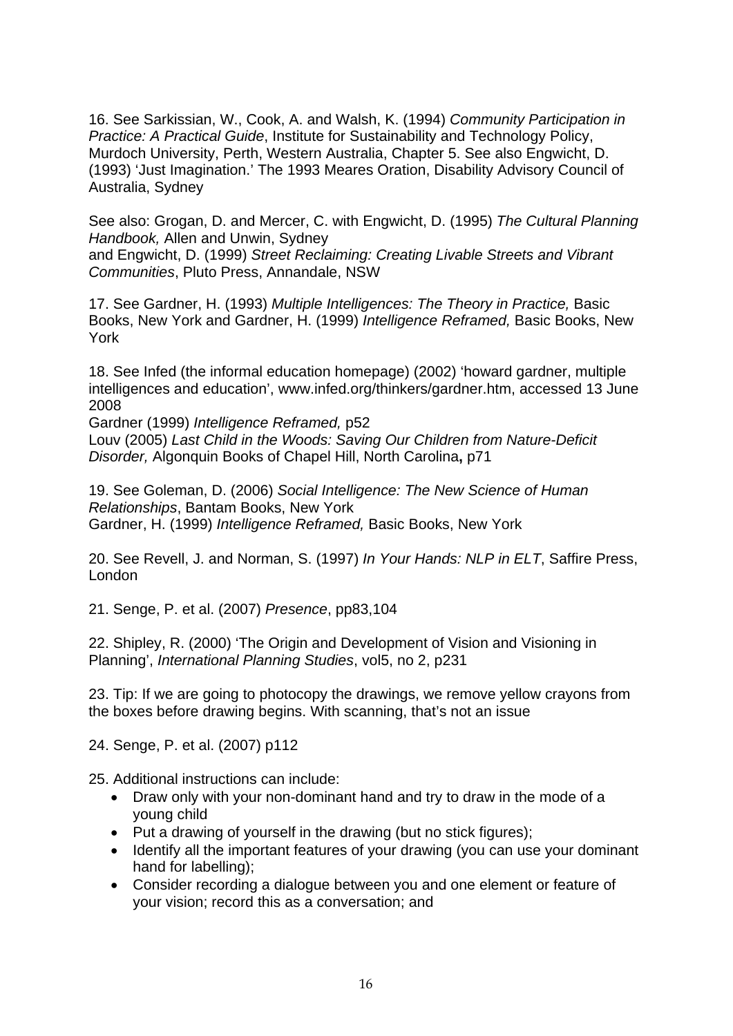16. See Sarkissian, W., Cook, A. and Walsh, K. (1994) *Community Participation in Practice: A Practical Guide*, Institute for Sustainability and Technology Policy, Murdoch University, Perth, Western Australia, Chapter 5. See also Engwicht, D. (1993) 'Just Imagination.' The 1993 Meares Oration, Disability Advisory Council of Australia, Sydney

See also: Grogan, D. and Mercer, C. with Engwicht, D. (1995) *The Cultural Planning Handbook,* Allen and Unwin, Sydney
and Engwicht, D. (1999) *Street Reclaiming: Creating Livable Streets and Vibrant Communities*, Pluto Press, Annandale, NSW

17. See Gardner, H. (1993) *Multiple Intelligences: The Theory in Practice,* Basic Books, New York and Gardner, H. (1999) *Intelligence Reframed,* Basic Books, New York

18. See Infed (the informal education homepage) (2002) 'howard gardner, multiple intelligences and education', www.infed.org/thinkers/gardner.htm, accessed 13 June 2008
Gardner (1999) *Intelligence Reframed,* p52
Louv (2005) *Last Child in the Woods: Saving Our Children from Nature-Deficit Disorder,* Algonquin Books of Chapel Hill, North Carolina**,** p71

19. See Goleman, D. (2006) *Social Intelligence: The New Science of Human Relationships*, Bantam Books, New York
Gardner, H. (1999) *Intelligence Reframed,* Basic Books, New York

20. See Revell, J. and Norman, S. (1997) *In Your Hands: NLP in ELT*, Saffire Press, London

21. Senge, P. et al. (2007) *Presence*, pp83,104

22. Shipley, R. (2000) 'The Origin and Development of Vision and Visioning in Planning', *International Planning Studies*, vol5, no 2, p231

23. Tip: If we are going to photocopy the drawings, we remove yellow crayons from the boxes before drawing begins. With scanning, that's not an issue

24. Senge, P. et al. (2007) p112

25. Additional instructions can include:

- Draw only with your non-dominant hand and try to draw in the mode of a young child
- Put a drawing of yourself in the drawing (but no stick figures);
- Identify all the important features of your drawing (you can use your dominant hand for labelling);
- Consider recording a dialogue between you and one element or feature of your vision; record this as a conversation; and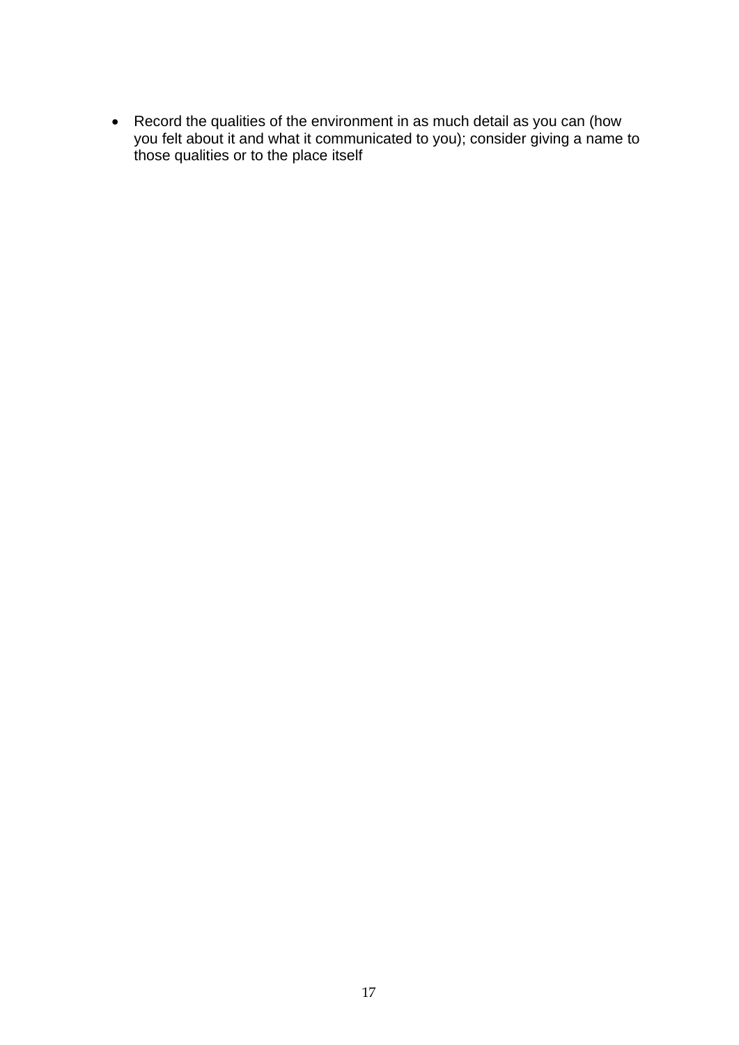- Record the qualities of the environment in as much detail as you can (how you felt about it and what it communicated to you); consider giving a name to those qualities or to the place itself